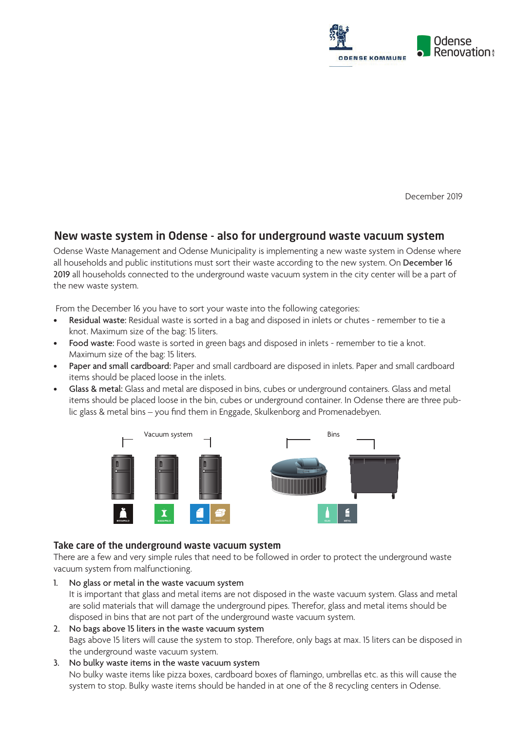ODENSE KOMMUNE

Odense Renovation

December 2019

## New waste system in Odense - also for underground waste vacuum system

Odense Waste Management and Odense Municipality is implementing a new waste system in Odense where all households and public institutions must sort their waste according to the new system. On **December 16 2019** all households connected to the underground waste vacuum system in the city center will be a part of the new waste system.

From the December 16 you have to sort your waste into the following categories:

- **Residual waste:** Residual waste is sorted in a bag and disposed in inlets or chutes - remember to tie a knot. Maximum size of the bag: 15 liters.
- **Food waste:** Food waste is sorted in green bags and disposed in inlets - remember to tie a knot. Maximum size of the bag: 15 liters.
- **Paper and small cardboard:** Paper and small cardboard are disposed in inlets. Paper and small cardboard items should be placed loose in the inlets.
- **Glass & metal:** Glass and metal are disposed in bins, cubes or underground containers. Glass and metal items should be placed loose in the bin, cubes or underground container. In Odense there are three public glass & metal bins – you find them in Enggade, Skulkenborg and Promenadebyen.

Vacuum system — Bins

RESTAFFALD · MADAFFALD · PAPIR · SMÅT PAP · GLAS · METAL

### Take care of the underground waste vacuum system

There are a few and very simple rules that need to be followed in order to protect the underground waste vacuum system from malfunctioning.

1. No glass or metal in the waste vacuum system
   It is important that glass and metal items are not disposed in the waste vacuum system. Glass and metal are solid materials that will damage the underground pipes. Therefor, glass and metal items should be disposed in bins that are not part of the underground waste vacuum system.
2. No bags above 15 liters in the waste vacuum system
   Bags above 15 liters will cause the system to stop. Therefore, only bags at max. 15 liters can be disposed in the underground waste vacuum system.
3. No bulky waste items in the waste vacuum system
   No bulky waste items like pizza boxes, cardboard boxes of flamingo, umbrellas etc. as this will cause the system to stop. Bulky waste items should be handed in at one of the 8 recycling centers in Odense.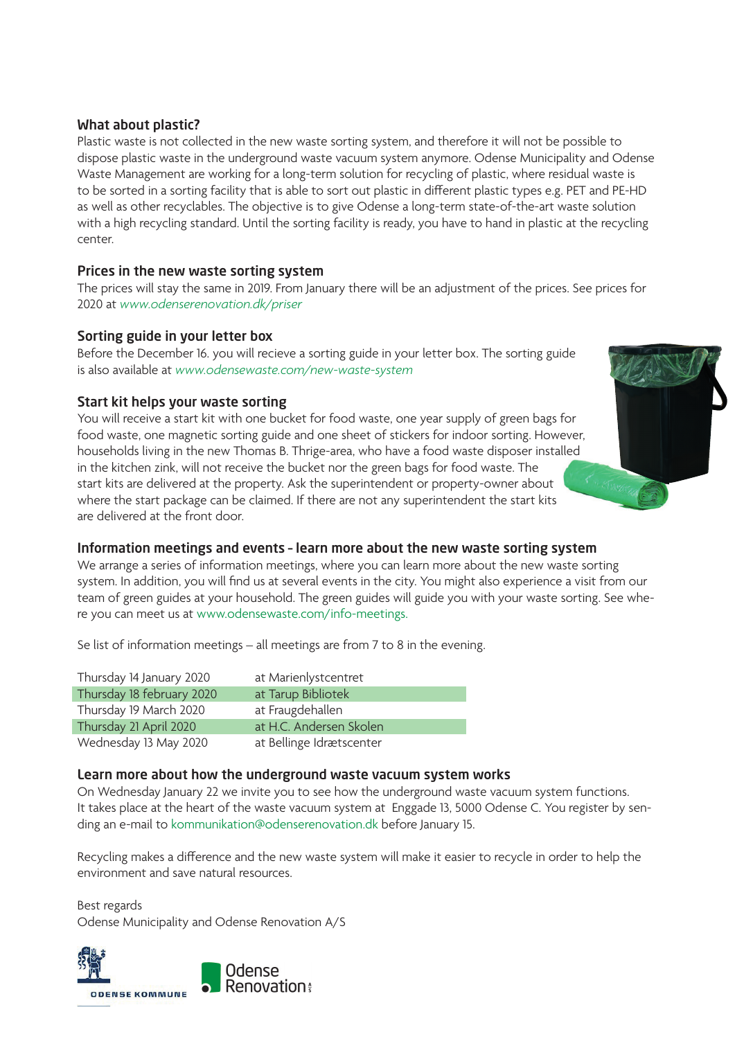### What about plastic?

Plastic waste is not collected in the new waste sorting system, and therefore it will not be possible to dispose plastic waste in the underground waste vacuum system anymore. Odense Municipality and Odense Waste Management are working for a long-term solution for recycling of plastic, where residual waste is to be sorted in a sorting facility that is able to sort out plastic in different plastic types e.g. PET and PE-HD as well as other recyclables. The objective is to give Odense a long-term state-of-the-art waste solution with a high recycling standard. Until the sorting facility is ready, you have to hand in plastic at the recycling center.

### Prices in the new waste sorting system

The prices will stay the same in 2019. From January there will be an adjustment of the prices. See prices for 2020 at *www.odenserenovation.dk/priser*

### Sorting guide in your letter box

Before the December 16. you will recieve a sorting guide in your letter box. The sorting guide is also available at *www.odensewaste.com/new-waste-system*

### Start kit helps your waste sorting

You will receive a start kit with one bucket for food waste, one year supply of green bags for food waste, one magnetic sorting guide and one sheet of stickers for indoor sorting. However, households living in the new Thomas B. Thrige-area, who have a food waste disposer installed in the kitchen zink, will not receive the bucket nor the green bags for food waste. The start kits are delivered at the property. Ask the superintendent or property-owner about where the start package can be claimed. If there are not any superintendent the start kits are delivered at the front door.

### Information meetings and events - learn more about the new waste sorting system

We arrange a series of information meetings, where you can learn more about the new waste sorting system. In addition, you will find us at several events in the city. You might also experience a visit from our team of green guides at your household. The green guides will guide you with your waste sorting. See where you can meet us at www.odensewaste.com/info-meetings.

Se list of information meetings – all meetings are from 7 to 8 in the evening.

| | |
|---|---|
| Thursday 14 January 2020 | at Marienlystcentret |
| Thursday 18 february 2020 | at Tarup Bibliotek |
| Thursday 19 March 2020 | at Fraugdehallen |
| Thursday 21 April 2020 | at H.C. Andersen Skolen |
| Wednesday 13 May 2020 | at Bellinge Idrætscenter |

### Learn more about how the underground waste vacuum system works

On Wednesday January 22 we invite you to see how the underground waste vacuum system functions. It takes place at the heart of the waste vacuum system at Enggade 13, 5000 Odense C. You register by sending an e-mail to kommunikation@odenserenovation.dk before January 15.

Recycling makes a difference and the new waste system will make it easier to recycle in order to help the environment and save natural resources.

Best regards
Odense Municipality and Odense Renovation A/S

ODENSE KOMMUNE

Odense Renovation